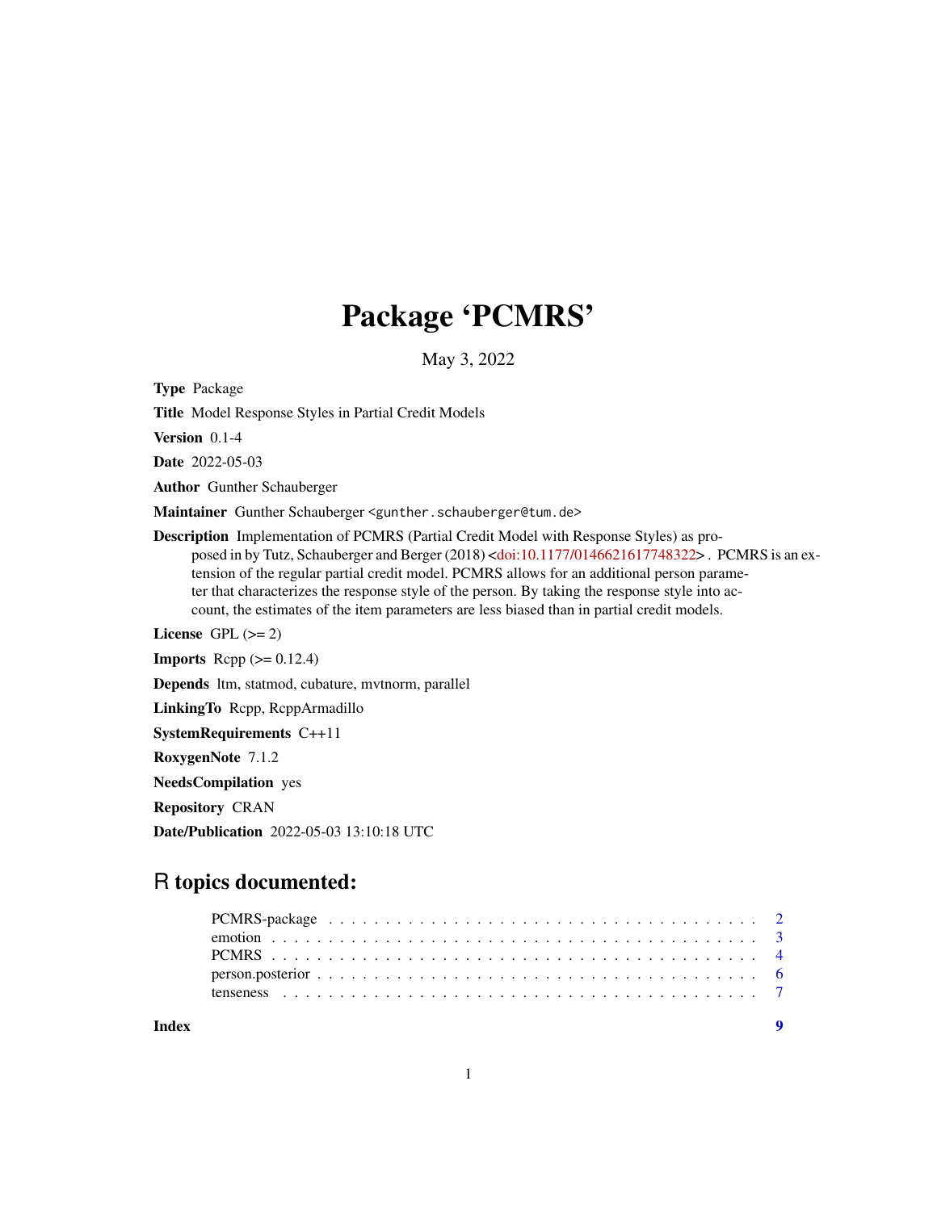# Package 'PCMRS'

May 3, 2022

**Type** Package

**Title** Model Response Styles in Partial Credit Models

**Version** 0.1-4

**Date** 2022-05-03

**Author** Gunther Schauberger

**Maintainer** Gunther Schauberger <gunther.schauberger@tum.de>

**Description** Implementation of PCMRS (Partial Credit Model with Response Styles) as proposed in by Tutz, Schauberger and Berger (2018) <doi:10.1177/0146621617748322> . PCMRS is an extension of the regular partial credit model. PCMRS allows for an additional person parameter that characterizes the response style of the person. By taking the response style into account, the estimates of the item parameters are less biased than in partial credit models.

**License** GPL (>= 2)

**Imports** Rcpp (>= 0.12.4)

**Depends** ltm, statmod, cubature, mvtnorm, parallel

**LinkingTo** Rcpp, RcppArmadillo

**SystemRequirements** C++11

**RoxygenNote** 7.1.2

**NeedsCompilation** yes

**Repository** CRAN

**Date/Publication** 2022-05-03 13:10:18 UTC

## R topics documented:

- PCMRS-package . . . . . . . . . . 2
- emotion . . . . . . . . . . 3
- PCMRS . . . . . . . . . . 4
- person.posterior . . . . . . . . . . 6
- tenseness . . . . . . . . . . 7

**Index** 9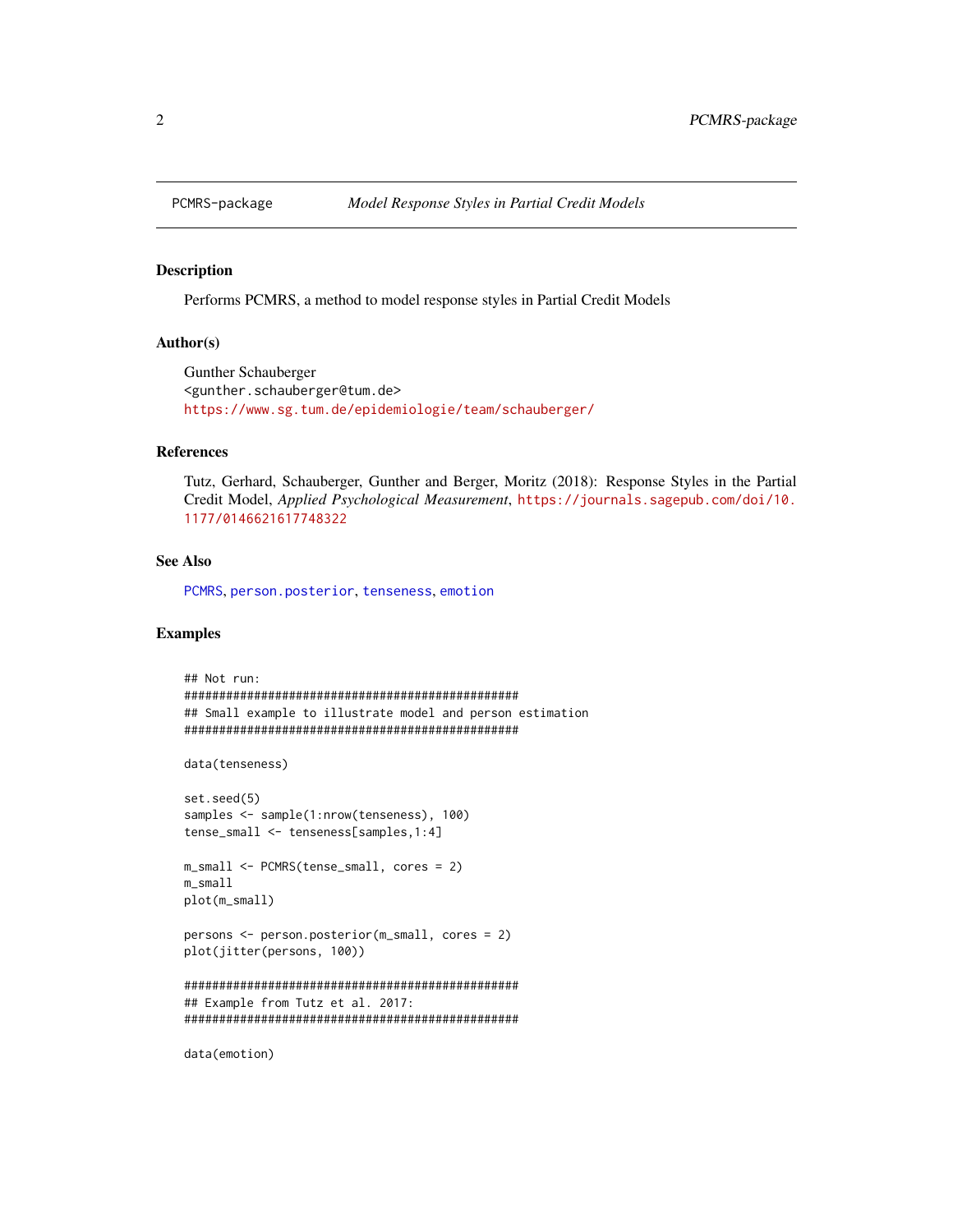PCMRS-package *Model Response Styles in Partial Credit Models*

### Description

Performs PCMRS, a method to model response styles in Partial Credit Models

### Author(s)

Gunther Schauberger
<gunther.schauberger@tum.de>
https://www.sg.tum.de/epidemiologie/team/schauberger/

### References

Tutz, Gerhard, Schauberger, Gunther and Berger, Moritz (2018): Response Styles in the Partial Credit Model, *Applied Psychological Measurement*, https://journals.sagepub.com/doi/10.1177/0146621617748322

### See Also

PCMRS, person.posterior, tenseness, emotion

### Examples

```
## Not run:
##################################################
## Small example to illustrate model and person estimation
##################################################

data(tenseness)

set.seed(5)
samples <- sample(1:nrow(tenseness), 100)
tense_small <- tenseness[samples,1:4]

m_small <- PCMRS(tense_small, cores = 2)
m_small
plot(m_small)

persons <- person.posterior(m_small, cores = 2)
plot(jitter(persons, 100))

##################################################
## Example from Tutz et al. 2017:
##################################################

data(emotion)
```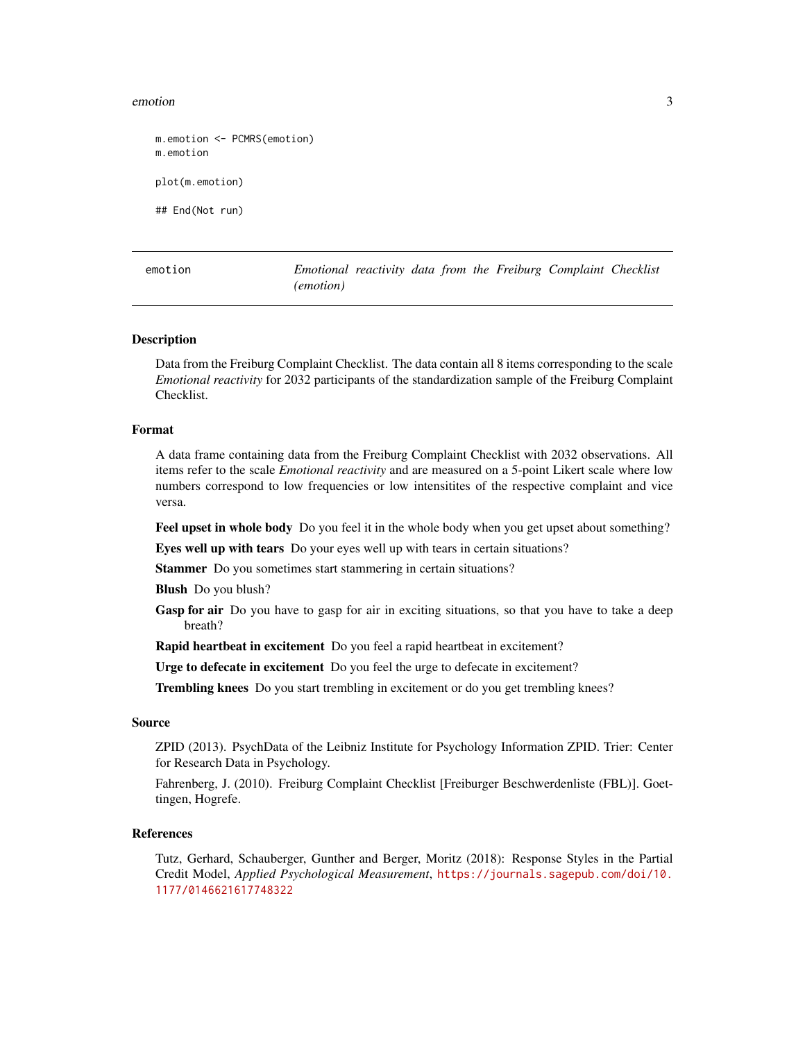```
m.emotion <- PCMRS(emotion)
m.emotion

plot(m.emotion)

## End(Not run)
```

---

emotion — *Emotional reactivity data from the Freiburg Complaint Checklist (emotion)*

---

## Description

Data from the Freiburg Complaint Checklist. The data contain all 8 items corresponding to the scale *Emotional reactivity* for 2032 participants of the standardization sample of the Freiburg Complaint Checklist.

## Format

A data frame containing data from the Freiburg Complaint Checklist with 2032 observations. All items refer to the scale *Emotional reactivity* and are measured on a 5-point Likert scale where low numbers correspond to low frequencies or low intensitites of the respective complaint and vice versa.

**Feel upset in whole body** Do you feel it in the whole body when you get upset about something?

**Eyes well up with tears** Do your eyes well up with tears in certain situations?

**Stammer** Do you sometimes start stammering in certain situations?

**Blush** Do you blush?

**Gasp for air** Do you have to gasp for air in exciting situations, so that you have to take a deep breath?

**Rapid heartbeat in excitement** Do you feel a rapid heartbeat in excitement?

**Urge to defecate in excitement** Do you feel the urge to defecate in excitement?

**Trembling knees** Do you start trembling in excitement or do you get trembling knees?

## Source

ZPID (2013). PsychData of the Leibniz Institute for Psychology Information ZPID. Trier: Center for Research Data in Psychology.

Fahrenberg, J. (2010). Freiburg Complaint Checklist [Freiburger Beschwerdenliste (FBL)]. Goettingen, Hogrefe.

## References

Tutz, Gerhard, Schauberger, Gunther and Berger, Moritz (2018): Response Styles in the Partial Credit Model, *Applied Psychological Measurement*, https://journals.sagepub.com/doi/10.1177/0146621617748322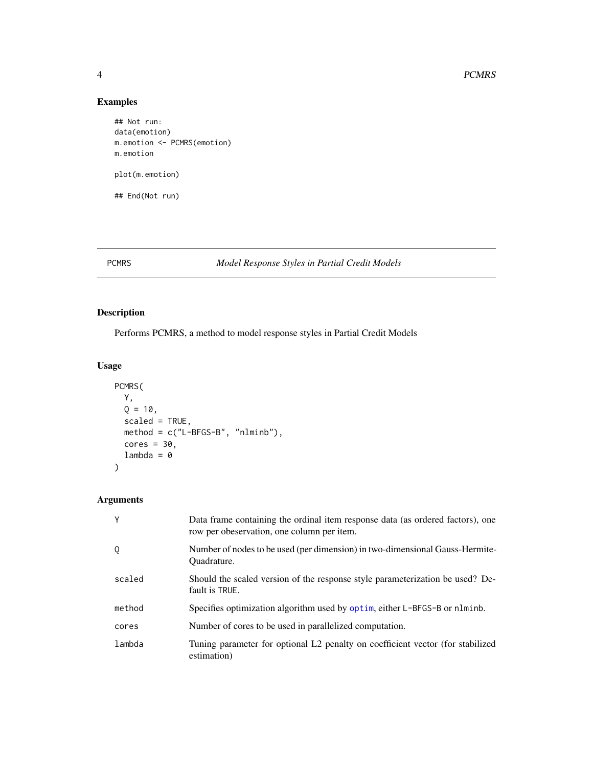## Examples

```
## Not run:
data(emotion)
m.emotion <- PCMRS(emotion)
m.emotion

plot(m.emotion)

## End(Not run)
```

---

# PCMRS — *Model Response Styles in Partial Credit Models*

---

## Description

Performs PCMRS, a method to model response styles in Partial Credit Models

## Usage

```
PCMRS(
  Y,
  Q = 10,
  scaled = TRUE,
  method = c("L-BFGS-B", "nlminb"),
  cores = 30,
  lambda = 0
)
```

## Arguments

| | |
|---|---|
| `Y` | Data frame containing the ordinal item response data (as ordered factors), one row per obeservation, one column per item. |
| `Q` | Number of nodes to be used (per dimension) in two-dimensional Gauss-Hermite-Quadrature. |
| `scaled` | Should the scaled version of the response style parameterization be used? Default is `TRUE`. |
| `method` | Specifies optimization algorithm used by `optim`, either `L-BFGS-B` or `nlminb`. |
| `cores` | Number of cores to be used in parallelized computation. |
| `lambda` | Tuning parameter for optional L2 penalty on coefficient vector (for stabilized estimation) |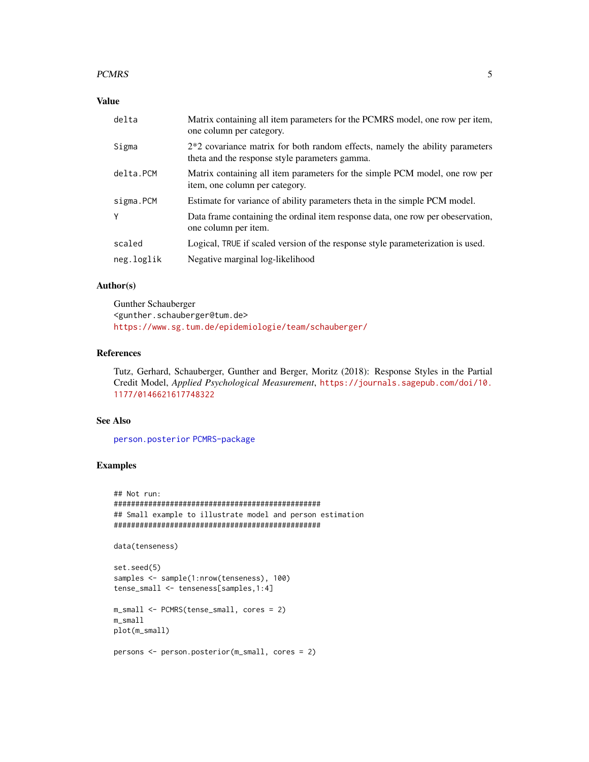### Value

| | |
|---|---|
| delta | Matrix containing all item parameters for the PCMRS model, one row per item, one column per category. |
| Sigma | 2*2 covariance matrix for both random effects, namely the ability parameters theta and the response style parameters gamma. |
| delta.PCM | Matrix containing all item parameters for the simple PCM model, one row per item, one column per category. |
| sigma.PCM | Estimate for variance of ability parameters theta in the simple PCM model. |
| Y | Data frame containing the ordinal item response data, one row per obeservation, one column per item. |
| scaled | Logical, TRUE if scaled version of the response style parameterization is used. |
| neg.loglik | Negative marginal log-likelihood |

### Author(s)

Gunther Schauberger
<gunther.schauberger@tum.de>
https://www.sg.tum.de/epidemiologie/team/schauberger/

### References

Tutz, Gerhard, Schauberger, Gunther and Berger, Moritz (2018): Response Styles in the Partial Credit Model, *Applied Psychological Measurement*, https://journals.sagepub.com/doi/10.1177/0146621617748322

### See Also

person.posterior PCMRS-package

### Examples

```
## Not run:
#################################################
## Small example to illustrate model and person estimation
#################################################

data(tenseness)

set.seed(5)
samples <- sample(1:nrow(tenseness), 100)
tense_small <- tenseness[samples,1:4]

m_small <- PCMRS(tense_small, cores = 2)
m_small
plot(m_small)

persons <- person.posterior(m_small, cores = 2)
```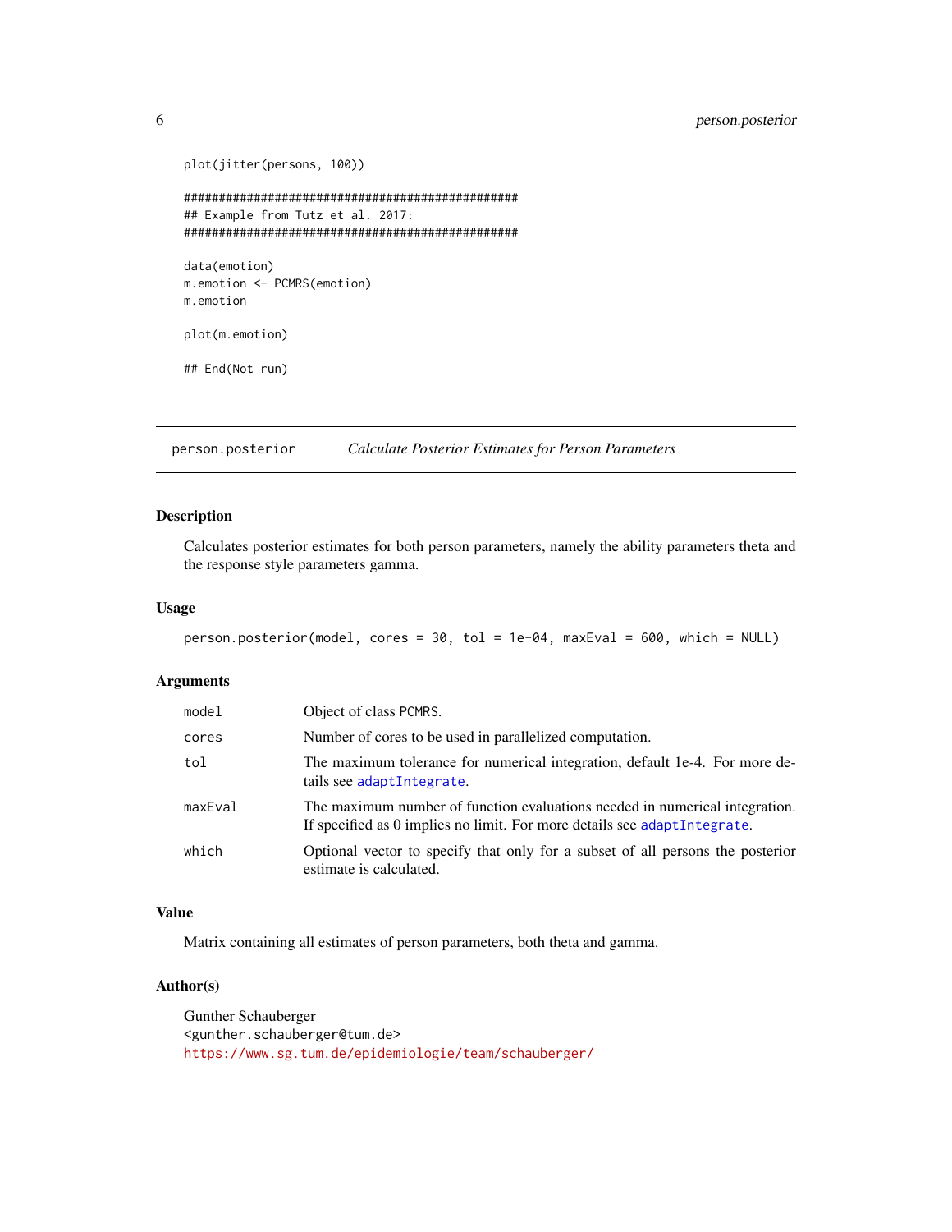```
plot(jitter(persons, 100))

#################################################
## Example from Tutz et al. 2017:
#################################################

data(emotion)
m.emotion <- PCMRS(emotion)
m.emotion

plot(m.emotion)

## End(Not run)
```

## person.posterior — *Calculate Posterior Estimates for Person Parameters*

### Description

Calculates posterior estimates for both person parameters, namely the ability parameters theta and the response style parameters gamma.

### Usage

```
person.posterior(model, cores = 30, tol = 1e-04, maxEval = 600, which = NULL)
```

### Arguments

| | |
|---|---|
| `model` | Object of class `PCMRS`. |
| `cores` | Number of cores to be used in parallelized computation. |
| `tol` | The maximum tolerance for numerical integration, default 1e-4. For more details see `adaptIntegrate`. |
| `maxEval` | The maximum number of function evaluations needed in numerical integration. If specified as 0 implies no limit. For more details see `adaptIntegrate`. |
| `which` | Optional vector to specify that only for a subset of all persons the posterior estimate is calculated. |

### Value

Matrix containing all estimates of person parameters, both theta and gamma.

### Author(s)

Gunther Schauberger
<gunther.schauberger@tum.de>
https://www.sg.tum.de/epidemiologie/team/schauberger/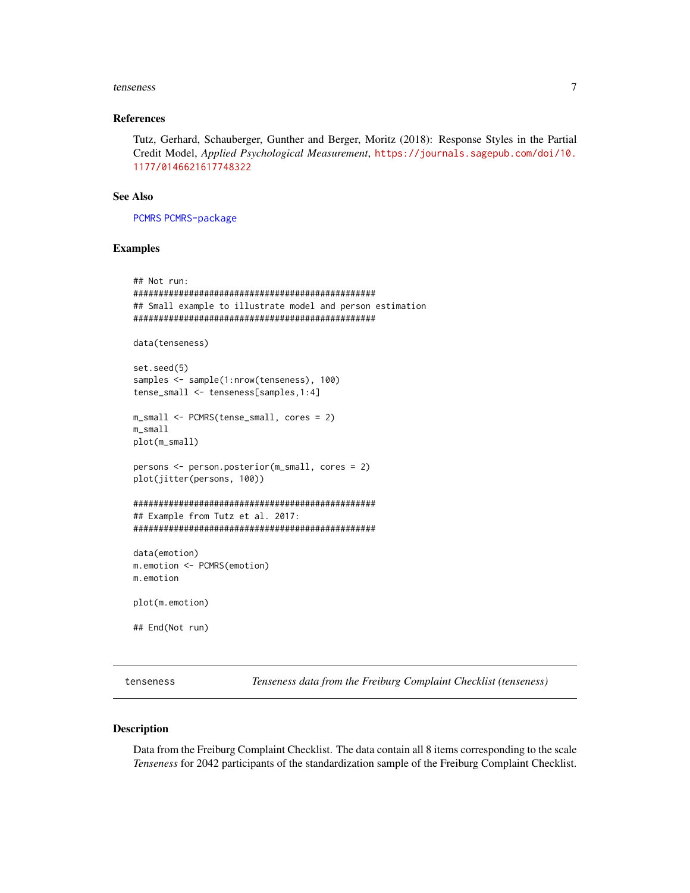### References

Tutz, Gerhard, Schauberger, Gunther and Berger, Moritz (2018): Response Styles in the Partial Credit Model, *Applied Psychological Measurement*, https://journals.sagepub.com/doi/10.1177/0146621617748322

### See Also

PCMRS PCMRS-package

### Examples

```
## Not run:
#################################################
## Small example to illustrate model and person estimation
#################################################

data(tenseness)

set.seed(5)
samples <- sample(1:nrow(tenseness), 100)
tense_small <- tenseness[samples,1:4]

m_small <- PCMRS(tense_small, cores = 2)
m_small
plot(m_small)

persons <- person.posterior(m_small, cores = 2)
plot(jitter(persons, 100))

#################################################
## Example from Tutz et al. 2017:
#################################################

data(emotion)
m.emotion <- PCMRS(emotion)
m.emotion

plot(m.emotion)

## End(Not run)
```

---

## tenseness — *Tenseness data from the Freiburg Complaint Checklist (tenseness)*

### Description

Data from the Freiburg Complaint Checklist. The data contain all 8 items corresponding to the scale *Tenseness* for 2042 participants of the standardization sample of the Freiburg Complaint Checklist.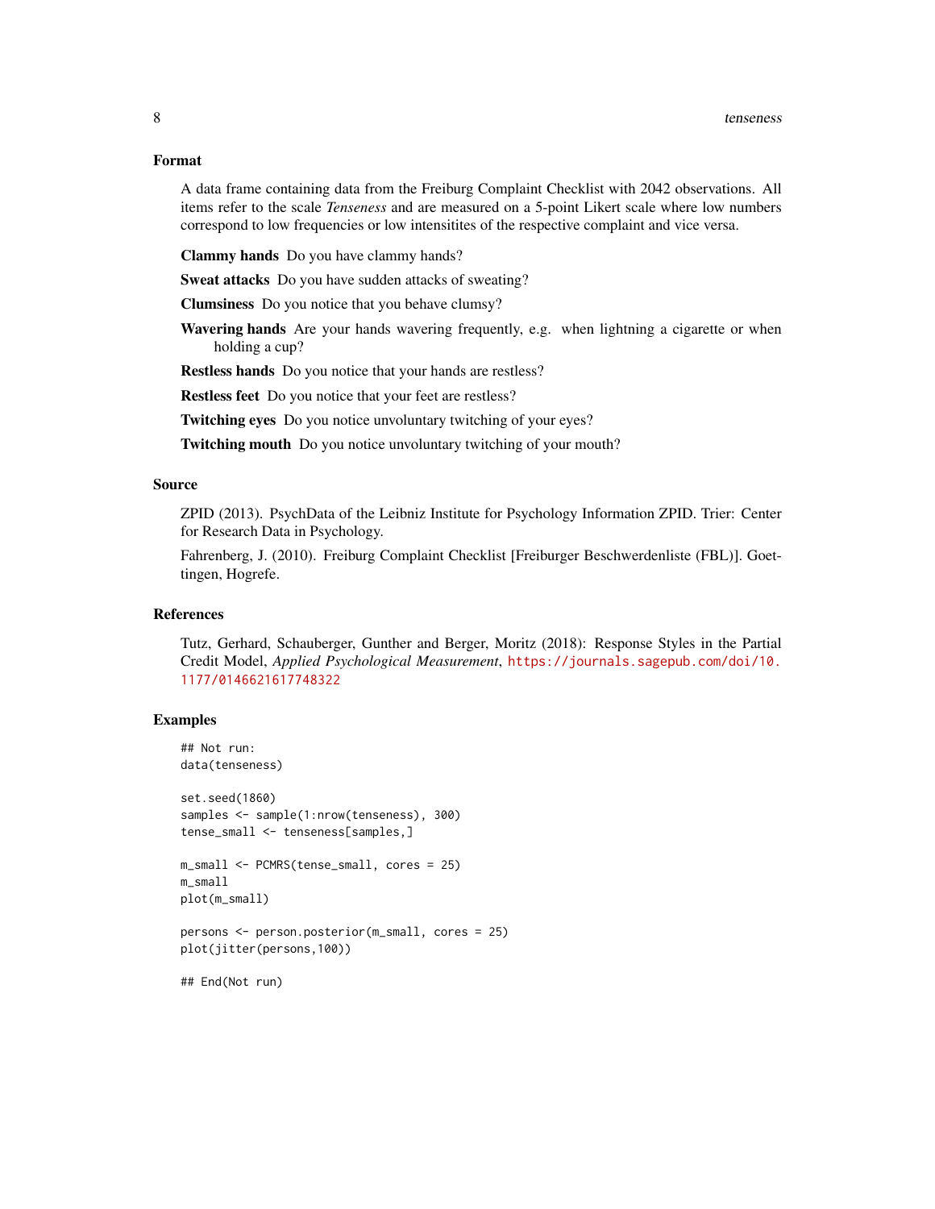## Format

A data frame containing data from the Freiburg Complaint Checklist with 2042 observations. All items refer to the scale *Tenseness* and are measured on a 5-point Likert scale where low numbers correspond to low frequencies or low intensitites of the respective complaint and vice versa.

**Clammy hands** Do you have clammy hands?

**Sweat attacks** Do you have sudden attacks of sweating?

**Clumsiness** Do you notice that you behave clumsy?

**Wavering hands** Are your hands wavering frequently, e.g. when lightning a cigarette or when holding a cup?

**Restless hands** Do you notice that your hands are restless?

**Restless feet** Do you notice that your feet are restless?

**Twitching eyes** Do you notice unvoluntary twitching of your eyes?

**Twitching mouth** Do you notice unvoluntary twitching of your mouth?

## Source

ZPID (2013). PsychData of the Leibniz Institute for Psychology Information ZPID. Trier: Center for Research Data in Psychology.

Fahrenberg, J. (2010). Freiburg Complaint Checklist [Freiburger Beschwerdenliste (FBL)]. Goettingen, Hogrefe.

## References

Tutz, Gerhard, Schauberger, Gunther and Berger, Moritz (2018): Response Styles in the Partial Credit Model, *Applied Psychological Measurement*, https://journals.sagepub.com/doi/10.1177/0146621617748322

## Examples

```
## Not run:
data(tenseness)

set.seed(1860)
samples <- sample(1:nrow(tenseness), 300)
tense_small <- tenseness[samples,]

m_small <- PCMRS(tense_small, cores = 25)
m_small
plot(m_small)

persons <- person.posterior(m_small, cores = 25)
plot(jitter(persons,100))

## End(Not run)
```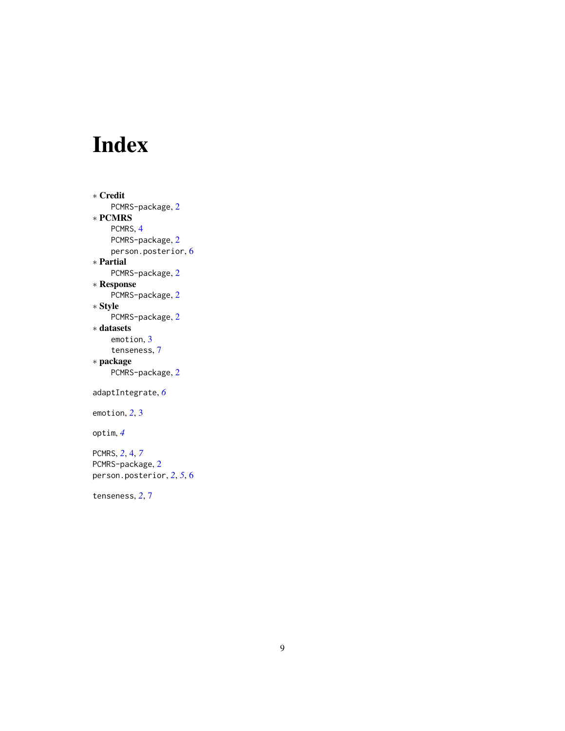# Index

∗ **Credit**
    PCMRS-package, 2

∗ **PCMRS**
    PCMRS, 4
    PCMRS-package, 2
    person.posterior, 6

∗ **Partial**
    PCMRS-package, 2

∗ **Response**
    PCMRS-package, 2

∗ **Style**
    PCMRS-package, 2

∗ **datasets**
    emotion, 3
    tenseness, 7

∗ **package**
    PCMRS-package, 2

adaptIntegrate, *6*

emotion, *2*, 3

optim, *4*

PCMRS, *2*, 4, *7*
PCMRS-package, 2
person.posterior, *2*, *5*, 6

tenseness, *2*, 7